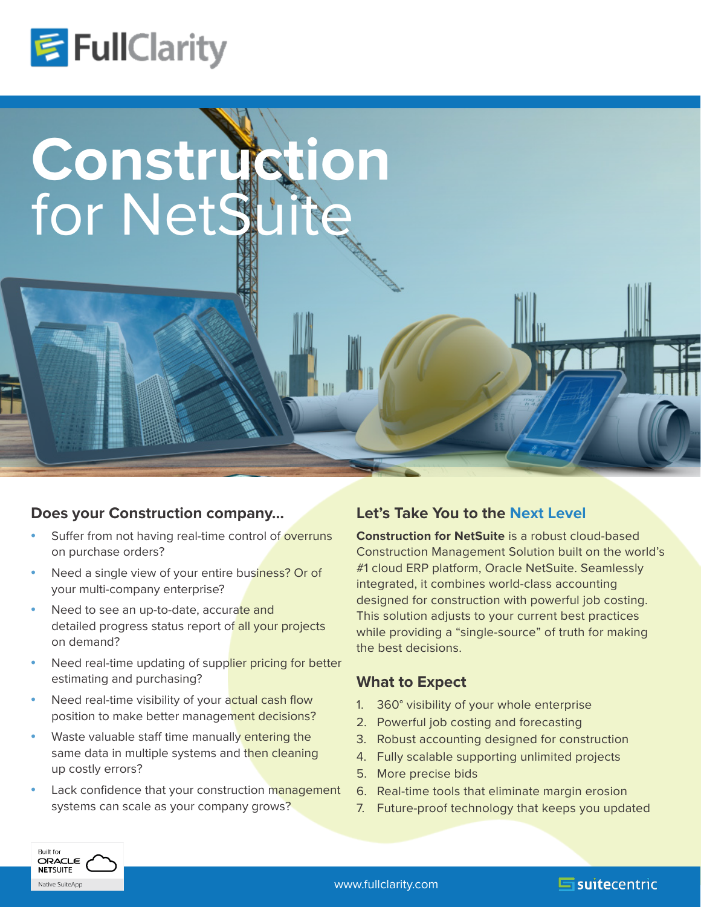FullClarity

# Construction for NetSuite

## Does your Construction company...

- Suffer from not having real-time control of overruns on purchase orders?
- Need a single view of your entire business? Or of your multi-company enterprise?
- Need to see an up-to-date, accurate and detailed progress status report of all your projects on demand?
- Need real-time updating of supplier pricing for better estimating and purchasing?
- Need real-time visibility of your actual cash flow position to make better management decisions?
- Waste valuable staff time manually entering the same data in multiple systems and then cleaning up costly errors?
- Lack confidence that your construction management systems can scale as your company grows?

## Let's Take You to the Next Level

**Construction for NetSuite** is a robust cloud-based Construction Management Solution built on the world's #1 cloud ERP platform, Oracle NetSuite. Seamlessly integrated, it combines world-class accounting designed for construction with powerful job costing. This solution adjusts to your current best practices while providing a "single-source" of truth for making the best decisions.

## What to Expect

1. 360° visibility of your whole enterprise
2. Powerful job costing and forecasting
3. Robust accounting designed for construction
4. Fully scalable supporting unlimited projects
5. More precise bids
6. Real-time tools that eliminate margin erosion
7. Future-proof technology that keeps you updated

Built for ORACLE NETSUITE
Native SuiteApp

www.fullclarity.com

suitecentric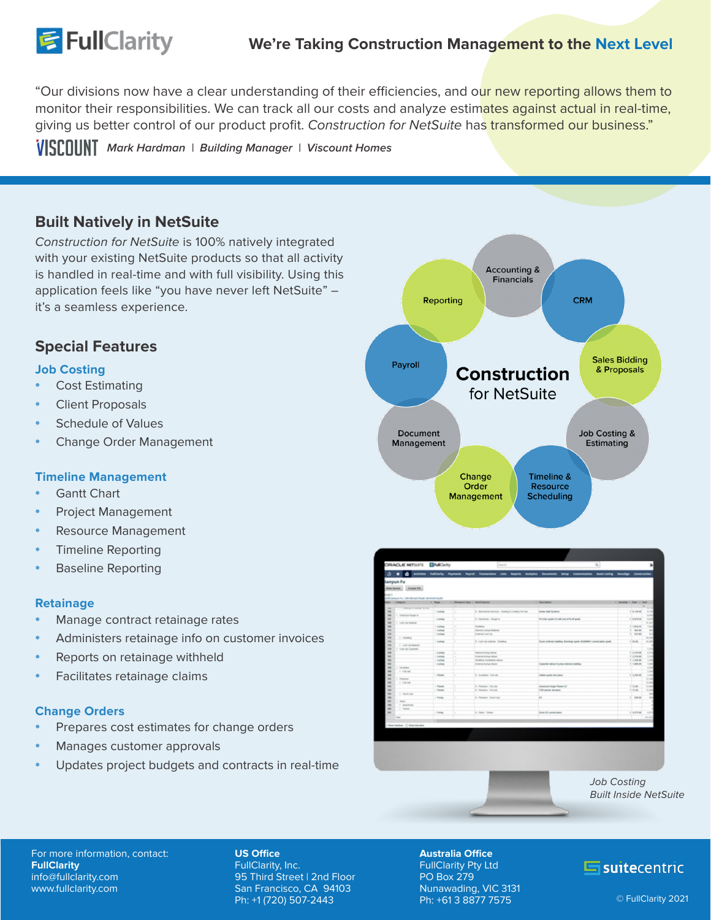# FullClarity

## We're Taking Construction Management to the Next Level

"Our divisions now have a clear understanding of their efficiencies, and our new reporting allows them to monitor their responsibilities. We can track all our costs and analyze estimates against actual in real-time, giving us better control of our product profit. *Construction for NetSuite* has transformed our business."

VISCOUNT *Mark Hardman | Building Manager | Viscount Homes*

## Built Natively in NetSuite

*Construction for NetSuite* is 100% natively integrated with your existing NetSuite products so that all activity is handled in real-time and with full visibility. Using this application feels like "you have never left NetSuite" – it's a seamless experience.

Construction for NetSuite

Accounting & Financials

CRM

Sales Bidding & Proposals

Job Costing & Estimating

Timeline & Resource Scheduling

Change Order Management

Document Management

Payroll

Reporting

## Special Features

### Job Costing

- Cost Estimating
- Client Proposals
- Schedule of Values
- Change Order Management

### Timeline Management

- Gantt Chart
- Project Management
- Resource Management
- Timeline Reporting
- Baseline Reporting

### Retainage

- Manage contract retainage rates
- Administers retainage info on customer invoices
- Reports on retainage withheld
- Facilitates retainage claims

### Change Orders

- Prepares cost estimates for change orders
- Manages customer approvals
- Updates project budgets and contracts in real-time

*Job Costing Built Inside NetSuite*

For more information, contact:
**FullClarity**
info@fullclarity.com
www.fullclarity.com

**US Office**
FullClarity, Inc.
95 Third Street | 2nd Floor
San Francisco, CA 94103
Ph: +1 (720) 507-2443

**Australia Office**
FullClarity Pty Ltd
PO Box 279
Nunawading, VIC 3131
Ph: +61 3 8877 7575

suitecentric

© FullClarity 2021